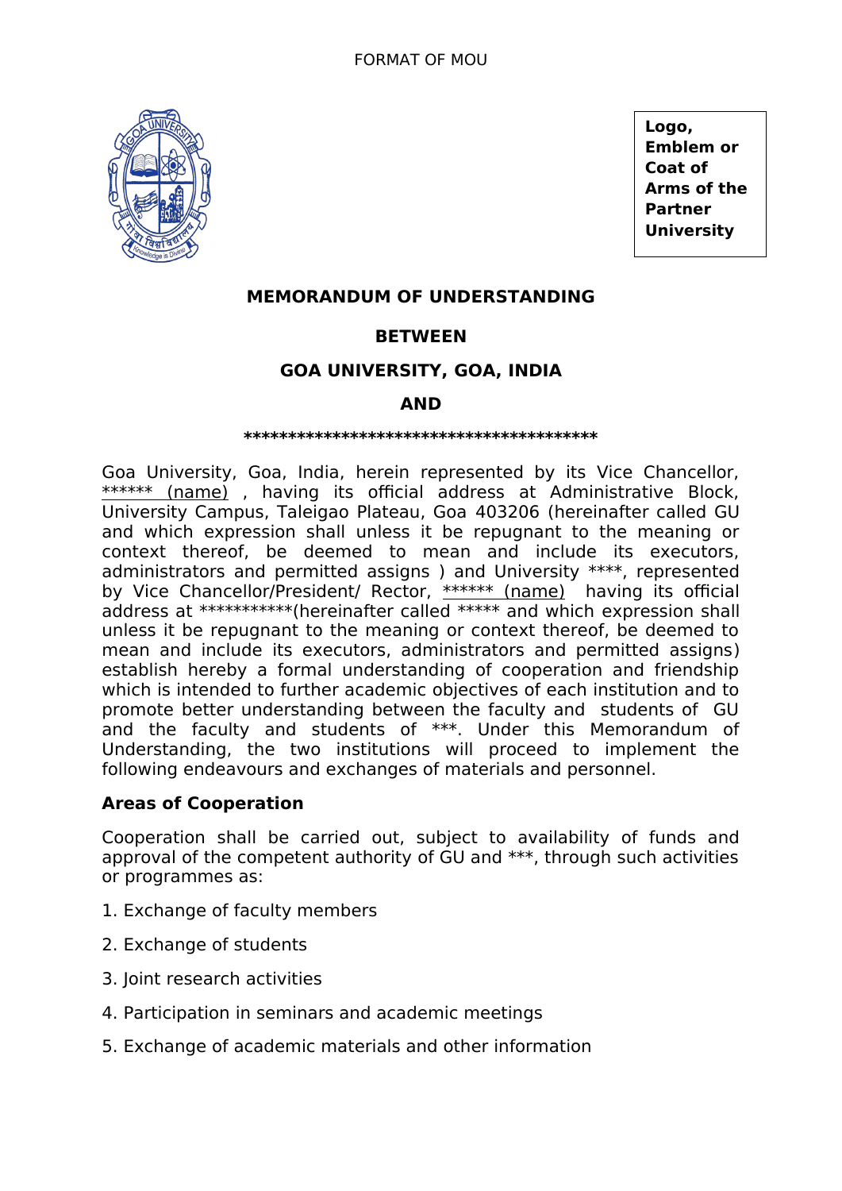FORMAT OF MOU

Logo, Emblem or Coat of Arms of the Partner University

**MEMORANDUM OF UNDERSTANDING**

**BETWEEN**

**GOA UNIVERSITY, GOA, INDIA**

**AND**

**\*\*\*\*\*\*\*\*\*\*\*\*\*\*\*\*\*\*\*\*\*\*\*\*\*\*\*\*\*\*\*\*\*\*\*\*\*\*\*\*\***

Goa University, Goa, India, herein represented by its Vice Chancellor, ****** (name) , having its official address at Administrative Block, University Campus, Taleigao Plateau, Goa 403206 (hereinafter called GU and which expression shall unless it be repugnant to the meaning or context thereof, be deemed to mean and include its executors, administrators and permitted assigns ) and University ****, represented by Vice Chancellor/President/ Rector, ****** (name) having its official address at ***********(hereinafter called ***** and which expression shall unless it be repugnant to the meaning or context thereof, be deemed to mean and include its executors, administrators and permitted assigns) establish hereby a formal understanding of cooperation and friendship which is intended to further academic objectives of each institution and to promote better understanding between the faculty and students of GU and the faculty and students of ***. Under this Memorandum of Understanding, the two institutions will proceed to implement the following endeavours and exchanges of materials and personnel.

**Areas of Cooperation**

Cooperation shall be carried out, subject to availability of funds and approval of the competent authority of GU and ***, through such activities or programmes as:

1. Exchange of faculty members
2. Exchange of students
3. Joint research activities
4. Participation in seminars and academic meetings
5. Exchange of academic materials and other information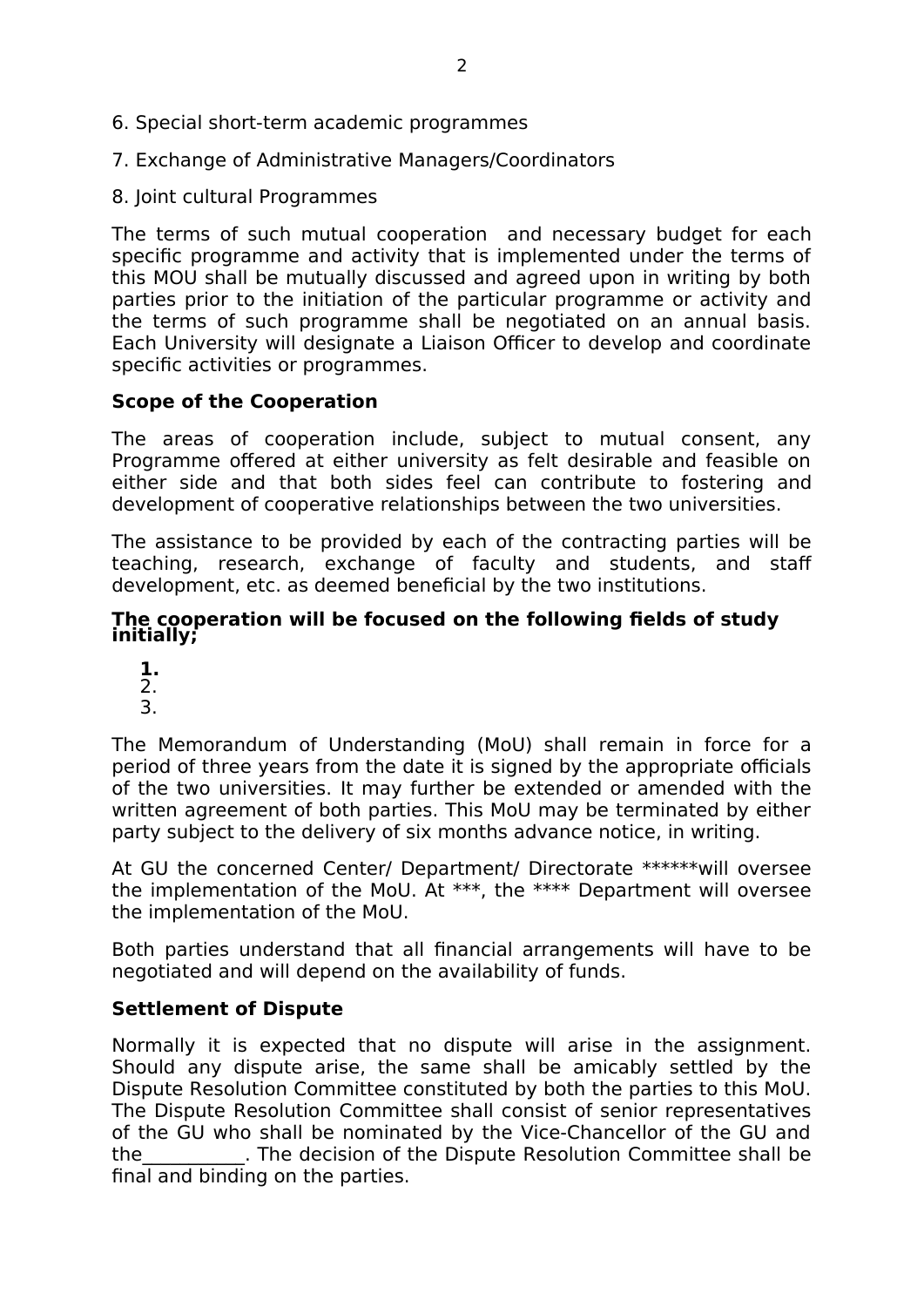6. Special short-term academic programmes

7. Exchange of Administrative Managers/Coordinators

8. Joint cultural Programmes

The terms of such mutual cooperation and necessary budget for each specific programme and activity that is implemented under the terms of this MOU shall be mutually discussed and agreed upon in writing by both parties prior to the initiation of the particular programme or activity and the terms of such programme shall be negotiated on an annual basis. Each University will designate a Liaison Officer to develop and coordinate specific activities or programmes.

**Scope of the Cooperation**

The areas of cooperation include, subject to mutual consent, any Programme offered at either university as felt desirable and feasible on either side and that both sides feel can contribute to fostering and development of cooperative relationships between the two universities.

The assistance to be provided by each of the contracting parties will be teaching, research, exchange of faculty and students, and staff development, etc. as deemed beneficial by the two institutions.

**The cooperation will be focused on the following fields of study initially;**

1.
2.
3.

The Memorandum of Understanding (MoU) shall remain in force for a period of three years from the date it is signed by the appropriate officials of the two universities. It may further be extended or amended with the written agreement of both parties. This MoU may be terminated by either party subject to the delivery of six months advance notice, in writing.

At GU the concerned Center/ Department/ Directorate ******will oversee the implementation of the MoU. At ***, the **** Department will oversee the implementation of the MoU.

Both parties understand that all financial arrangements will have to be negotiated and will depend on the availability of funds.

**Settlement of Dispute**

Normally it is expected that no dispute will arise in the assignment. Should any dispute arise, the same shall be amicably settled by the Dispute Resolution Committee constituted by both the parties to this MoU. The Dispute Resolution Committee shall consist of senior representatives of the GU who shall be nominated by the Vice-Chancellor of the GU and the___________. The decision of the Dispute Resolution Committee shall be final and binding on the parties.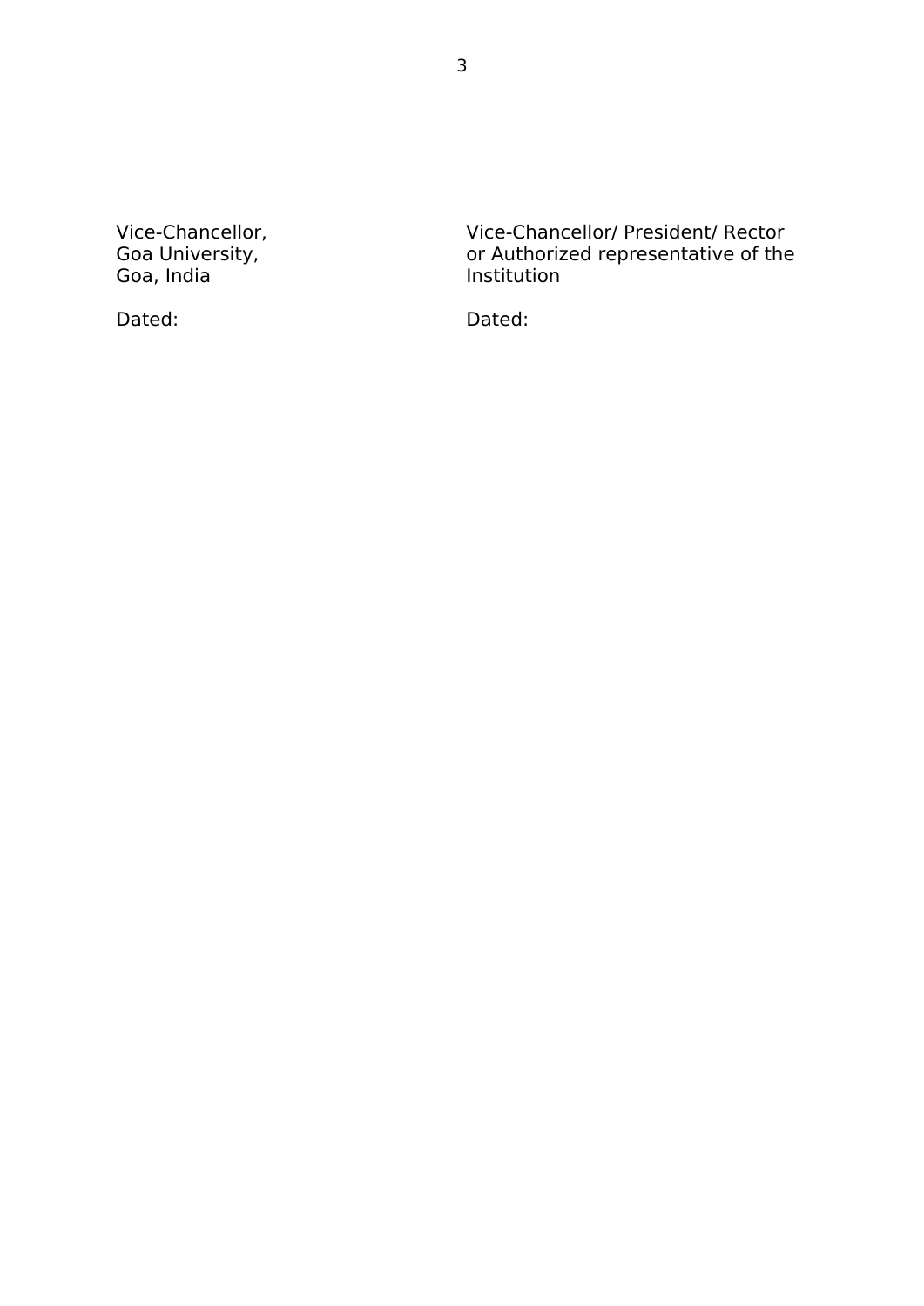Vice-Chancellor,
Goa University,
Goa, India

Dated:

Vice-Chancellor/ President/ Rector
or Authorized representative of the
Institution

Dated: